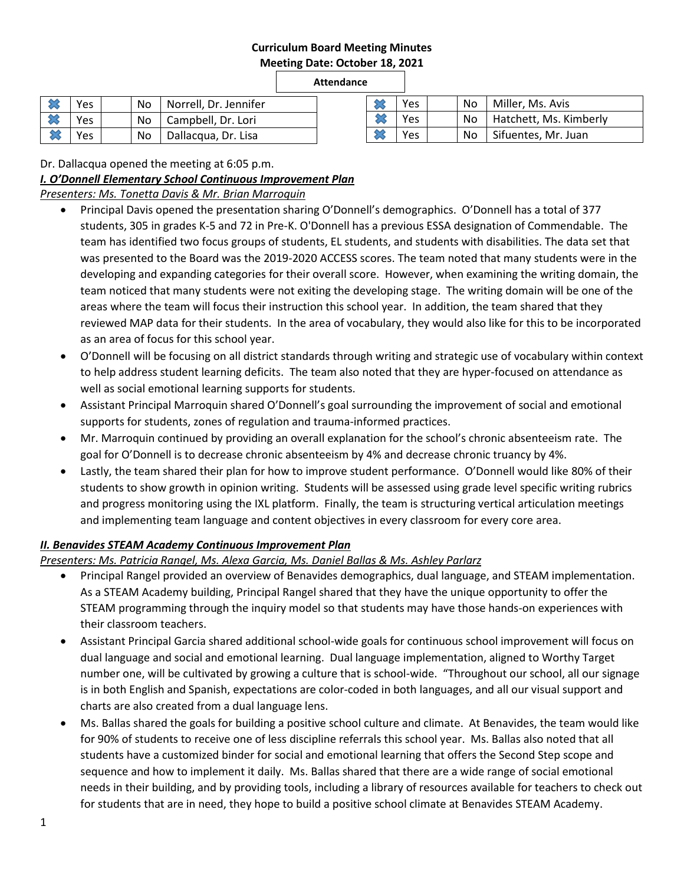# Curriculum Board Meeting Minutes

**Meeting Date: October 18, 2021**

**Attendance**

| | | | | |
|---|---|---|---|---|
| ✖ | Yes | | No | Norrell, Dr. Jennifer |
| ✖ | Yes | | No | Campbell, Dr. Lori |
| ✖ | Yes | | No | Dallacqua, Dr. Lisa |
| ✖ | Yes | | No | Miller, Ms. Avis |
| ✖ | Yes | | No | Hatchett, Ms. Kimberly |
| ✖ | Yes | | No | Sifuentes, Mr. Juan |

Dr. Dallacqua opened the meeting at 6:05 p.m.

***I. O'Donnell Elementary School Continuous Improvement Plan***

*Presenters: Ms. Tonetta Davis & Mr. Brian Marroquin*

- Principal Davis opened the presentation sharing O'Donnell's demographics. O'Donnell has a total of 377 students, 305 in grades K-5 and 72 in Pre-K. O'Donnell has a previous ESSA designation of Commendable. The team has identified two focus groups of students, EL students, and students with disabilities. The data set that was presented to the Board was the 2019-2020 ACCESS scores. The team noted that many students were in the developing and expanding categories for their overall score. However, when examining the writing domain, the team noticed that many students were not exiting the developing stage. The writing domain will be one of the areas where the team will focus their instruction this school year. In addition, the team shared that they reviewed MAP data for their students. In the area of vocabulary, they would also like for this to be incorporated as an area of focus for this school year.
- O'Donnell will be focusing on all district standards through writing and strategic use of vocabulary within context to help address student learning deficits. The team also noted that they are hyper-focused on attendance as well as social emotional learning supports for students.
- Assistant Principal Marroquin shared O'Donnell's goal surrounding the improvement of social and emotional supports for students, zones of regulation and trauma-informed practices.
- Mr. Marroquin continued by providing an overall explanation for the school's chronic absenteeism rate. The goal for O'Donnell is to decrease chronic absenteeism by 4% and decrease chronic truancy by 4%.
- Lastly, the team shared their plan for how to improve student performance. O'Donnell would like 80% of their students to show growth in opinion writing. Students will be assessed using grade level specific writing rubrics and progress monitoring using the IXL platform. Finally, the team is structuring vertical articulation meetings and implementing team language and content objectives in every classroom for every core area.

***II. Benavides STEAM Academy Continuous Improvement Plan***

*Presenters: Ms. Patricia Rangel, Ms. Alexa Garcia, Ms. Daniel Ballas & Ms. Ashley Parlarz*

- Principal Rangel provided an overview of Benavides demographics, dual language, and STEAM implementation. As a STEAM Academy building, Principal Rangel shared that they have the unique opportunity to offer the STEAM programming through the inquiry model so that students may have those hands-on experiences with their classroom teachers.
- Assistant Principal Garcia shared additional school-wide goals for continuous school improvement will focus on dual language and social and emotional learning. Dual language implementation, aligned to Worthy Target number one, will be cultivated by growing a culture that is school-wide. "Throughout our school, all our signage is in both English and Spanish, expectations are color-coded in both languages, and all our visual support and charts are also created from a dual language lens.
- Ms. Ballas shared the goals for building a positive school culture and climate. At Benavides, the team would like for 90% of students to receive one of less discipline referrals this school year. Ms. Ballas also noted that all students have a customized binder for social and emotional learning that offers the Second Step scope and sequence and how to implement it daily. Ms. Ballas shared that there are a wide range of social emotional needs in their building, and by providing tools, including a library of resources available for teachers to check out for students that are in need, they hope to build a positive school climate at Benavides STEAM Academy.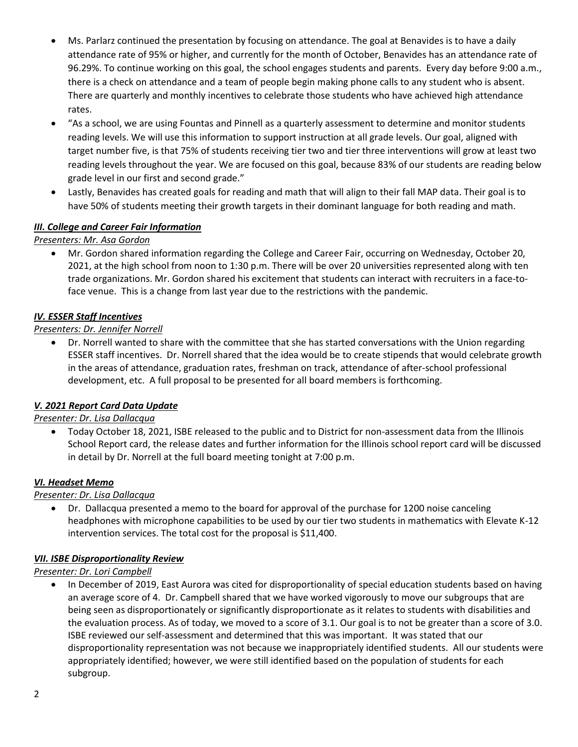- Ms. Parlarz continued the presentation by focusing on attendance. The goal at Benavides is to have a daily attendance rate of 95% or higher, and currently for the month of October, Benavides has an attendance rate of 96.29%. To continue working on this goal, the school engages students and parents. Every day before 9:00 a.m., there is a check on attendance and a team of people begin making phone calls to any student who is absent. There are quarterly and monthly incentives to celebrate those students who have achieved high attendance rates.
- "As a school, we are using Fountas and Pinnell as a quarterly assessment to determine and monitor students reading levels. We will use this information to support instruction at all grade levels. Our goal, aligned with target number five, is that 75% of students receiving tier two and tier three interventions will grow at least two reading levels throughout the year. We are focused on this goal, because 83% of our students are reading below grade level in our first and second grade."
- Lastly, Benavides has created goals for reading and math that will align to their fall MAP data. Their goal is to have 50% of students meeting their growth targets in their dominant language for both reading and math.

### ***III. College and Career Fair Information***

*Presenters: Mr. Asa Gordon*

- Mr. Gordon shared information regarding the College and Career Fair, occurring on Wednesday, October 20, 2021, at the high school from noon to 1:30 p.m. There will be over 20 universities represented along with ten trade organizations. Mr. Gordon shared his excitement that students can interact with recruiters in a face-to-face venue. This is a change from last year due to the restrictions with the pandemic.

### ***IV. ESSER Staff Incentives***

*Presenters: Dr. Jennifer Norrell*

- Dr. Norrell wanted to share with the committee that she has started conversations with the Union regarding ESSER staff incentives. Dr. Norrell shared that the idea would be to create stipends that would celebrate growth in the areas of attendance, graduation rates, freshman on track, attendance of after-school professional development, etc. A full proposal to be presented for all board members is forthcoming.

### ***V. 2021 Report Card Data Update***

*Presenter: Dr. Lisa Dallacqua*

- Today October 18, 2021, ISBE released to the public and to District for non-assessment data from the Illinois School Report card, the release dates and further information for the Illinois school report card will be discussed in detail by Dr. Norrell at the full board meeting tonight at 7:00 p.m.

### ***VI. Headset Memo***

*Presenter: Dr. Lisa Dallacqua*

- Dr. Dallacqua presented a memo to the board for approval of the purchase for 1200 noise canceling headphones with microphone capabilities to be used by our tier two students in mathematics with Elevate K-12 intervention services. The total cost for the proposal is $11,400.

### ***VII. ISBE Disproportionality Review***

*Presenter: Dr. Lori Campbell*

- In December of 2019, East Aurora was cited for disproportionality of special education students based on having an average score of 4. Dr. Campbell shared that we have worked vigorously to move our subgroups that are being seen as disproportionately or significantly disproportionate as it relates to students with disabilities and the evaluation process. As of today, we moved to a score of 3.1. Our goal is to not be greater than a score of 3.0. ISBE reviewed our self-assessment and determined that this was important. It was stated that our disproportionality representation was not because we inappropriately identified students. All our students were appropriately identified; however, we were still identified based on the population of students for each subgroup.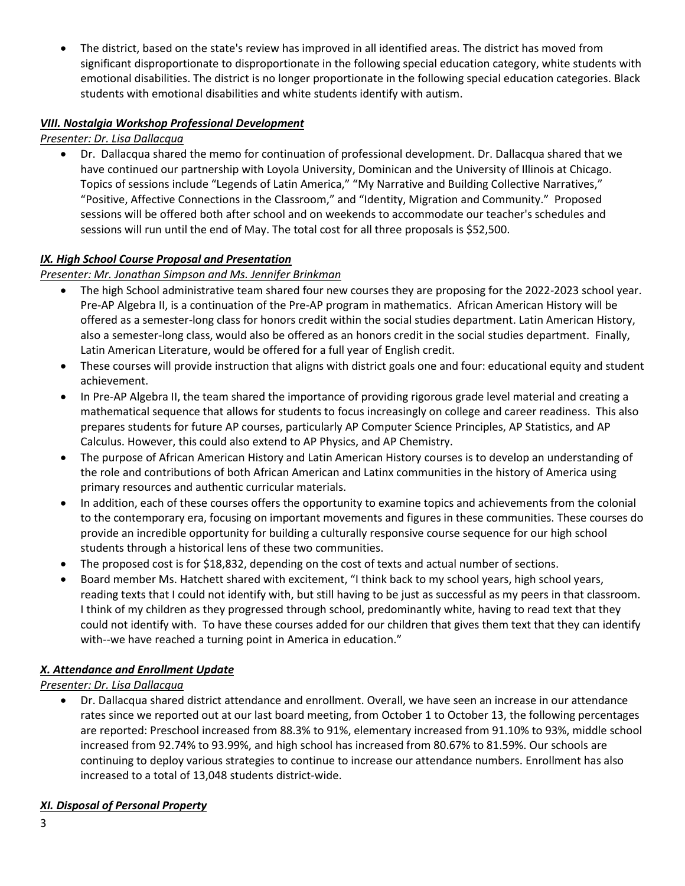- The district, based on the state's review has improved in all identified areas. The district has moved from significant disproportionate to disproportionate in the following special education category, white students with emotional disabilities. The district is no longer proportionate in the following special education categories. Black students with emotional disabilities and white students identify with autism.

### ***VIII. Nostalgia Workshop Professional Development***

*Presenter: Dr. Lisa Dallacqua*

- Dr. Dallacqua shared the memo for continuation of professional development. Dr. Dallacqua shared that we have continued our partnership with Loyola University, Dominican and the University of Illinois at Chicago. Topics of sessions include "Legends of Latin America," "My Narrative and Building Collective Narratives," "Positive, Affective Connections in the Classroom," and "Identity, Migration and Community." Proposed sessions will be offered both after school and on weekends to accommodate our teacher's schedules and sessions will run until the end of May. The total cost for all three proposals is $52,500.

### ***IX. High School Course Proposal and Presentation***

*Presenter: Mr. Jonathan Simpson and Ms. Jennifer Brinkman*

- The high School administrative team shared four new courses they are proposing for the 2022-2023 school year. Pre-AP Algebra II, is a continuation of the Pre-AP program in mathematics. African American History will be offered as a semester-long class for honors credit within the social studies department. Latin American History, also a semester-long class, would also be offered as an honors credit in the social studies department. Finally, Latin American Literature, would be offered for a full year of English credit.
- These courses will provide instruction that aligns with district goals one and four: educational equity and student achievement.
- In Pre-AP Algebra II, the team shared the importance of providing rigorous grade level material and creating a mathematical sequence that allows for students to focus increasingly on college and career readiness. This also prepares students for future AP courses, particularly AP Computer Science Principles, AP Statistics, and AP Calculus. However, this could also extend to AP Physics, and AP Chemistry.
- The purpose of African American History and Latin American History courses is to develop an understanding of the role and contributions of both African American and Latinx communities in the history of America using primary resources and authentic curricular materials.
- In addition, each of these courses offers the opportunity to examine topics and achievements from the colonial to the contemporary era, focusing on important movements and figures in these communities. These courses do provide an incredible opportunity for building a culturally responsive course sequence for our high school students through a historical lens of these two communities.
- The proposed cost is for $18,832, depending on the cost of texts and actual number of sections.
- Board member Ms. Hatchett shared with excitement, "I think back to my school years, high school years, reading texts that I could not identify with, but still having to be just as successful as my peers in that classroom. I think of my children as they progressed through school, predominantly white, having to read text that they could not identify with. To have these courses added for our children that gives them text that they can identify with--we have reached a turning point in America in education."

### ***X. Attendance and Enrollment Update***

*Presenter: Dr. Lisa Dallacqua*

- Dr. Dallacqua shared district attendance and enrollment. Overall, we have seen an increase in our attendance rates since we reported out at our last board meeting, from October 1 to October 13, the following percentages are reported: Preschool increased from 88.3% to 91%, elementary increased from 91.10% to 93%, middle school increased from 92.74% to 93.99%, and high school has increased from 80.67% to 81.59%. Our schools are continuing to deploy various strategies to continue to increase our attendance numbers. Enrollment has also increased to a total of 13,048 students district-wide.

### ***XI. Disposal of Personal Property***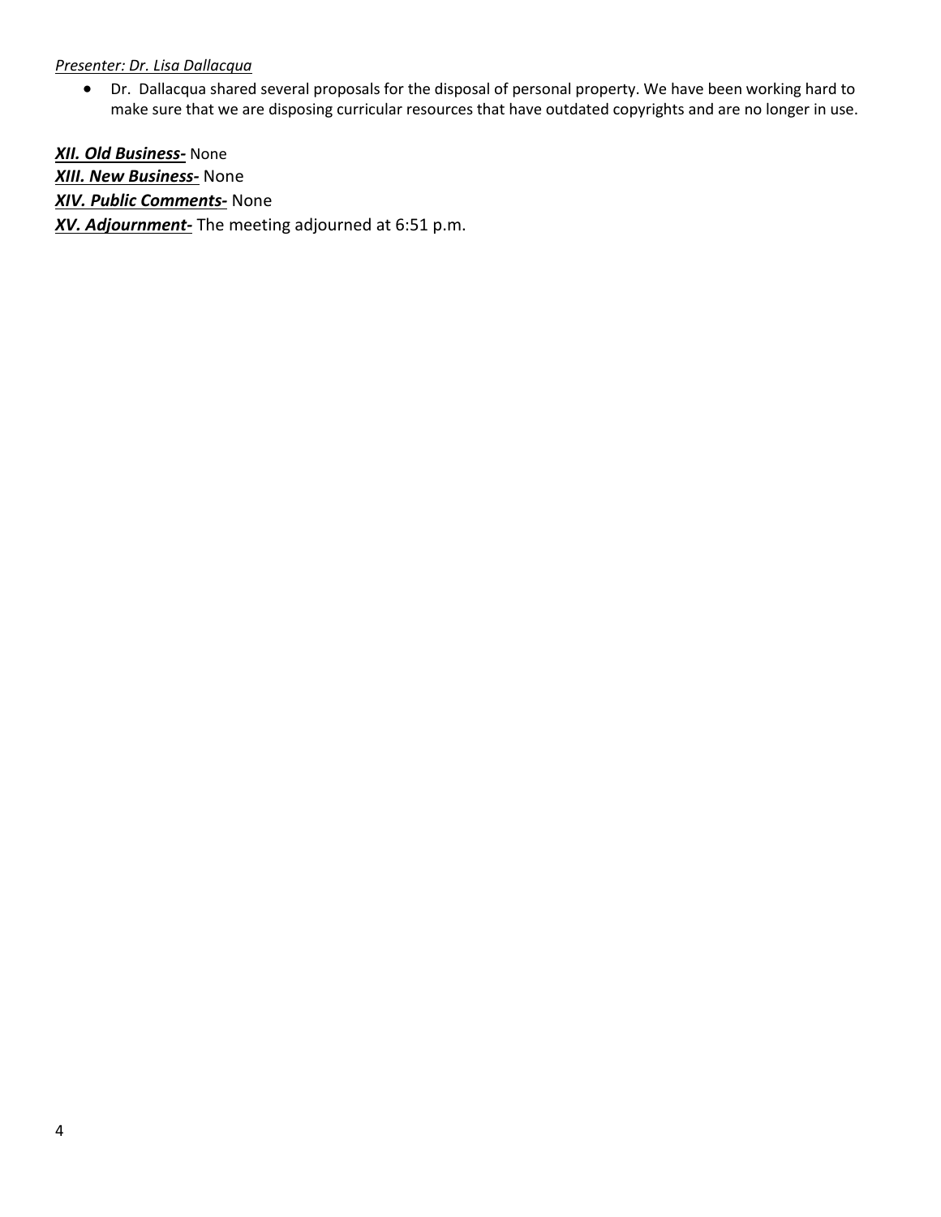*Presenter: Dr. Lisa Dallacqua*

- Dr. Dallacqua shared several proposals for the disposal of personal property. We have been working hard to make sure that we are disposing curricular resources that have outdated copyrights and are no longer in use.

***XII. Old Business-*** None

***XIII. New Business-*** None

***XIV. Public Comments-*** None

***XV. Adjournment-*** The meeting adjourned at 6:51 p.m.